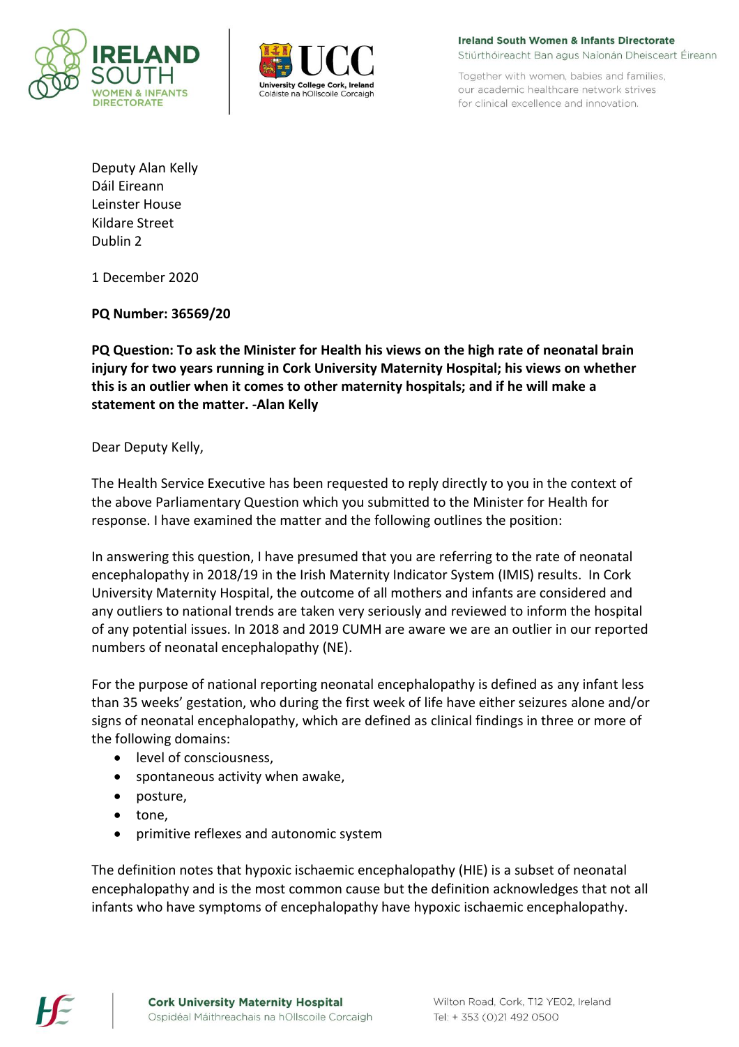Deputy Alan Kelly
Dáil Eireann
Leinster House
Kildare Street
Dublin 2

1 December 2020

**PQ Number: 36569/20**

**PQ Question: To ask the Minister for Health his views on the high rate of neonatal brain injury for two years running in Cork University Maternity Hospital; his views on whether this is an outlier when it comes to other maternity hospitals; and if he will make a statement on the matter. -Alan Kelly**

Dear Deputy Kelly,

The Health Service Executive has been requested to reply directly to you in the context of the above Parliamentary Question which you submitted to the Minister for Health for response. I have examined the matter and the following outlines the position:

In answering this question, I have presumed that you are referring to the rate of neonatal encephalopathy in 2018/19 in the Irish Maternity Indicator System (IMIS) results. In Cork University Maternity Hospital, the outcome of all mothers and infants are considered and any outliers to national trends are taken very seriously and reviewed to inform the hospital of any potential issues. In 2018 and 2019 CUMH are aware we are an outlier in our reported numbers of neonatal encephalopathy (NE).

For the purpose of national reporting neonatal encephalopathy is defined as any infant less than 35 weeks' gestation, who during the first week of life have either seizures alone and/or signs of neonatal encephalopathy, which are defined as clinical findings in three or more of the following domains:

- level of consciousness,
- spontaneous activity when awake,
- posture,
- tone,
- primitive reflexes and autonomic system

The definition notes that hypoxic ischaemic encephalopathy (HIE) is a subset of neonatal encephalopathy and is the most common cause but the definition acknowledges that not all infants who have symptoms of encephalopathy have hypoxic ischaemic encephalopathy.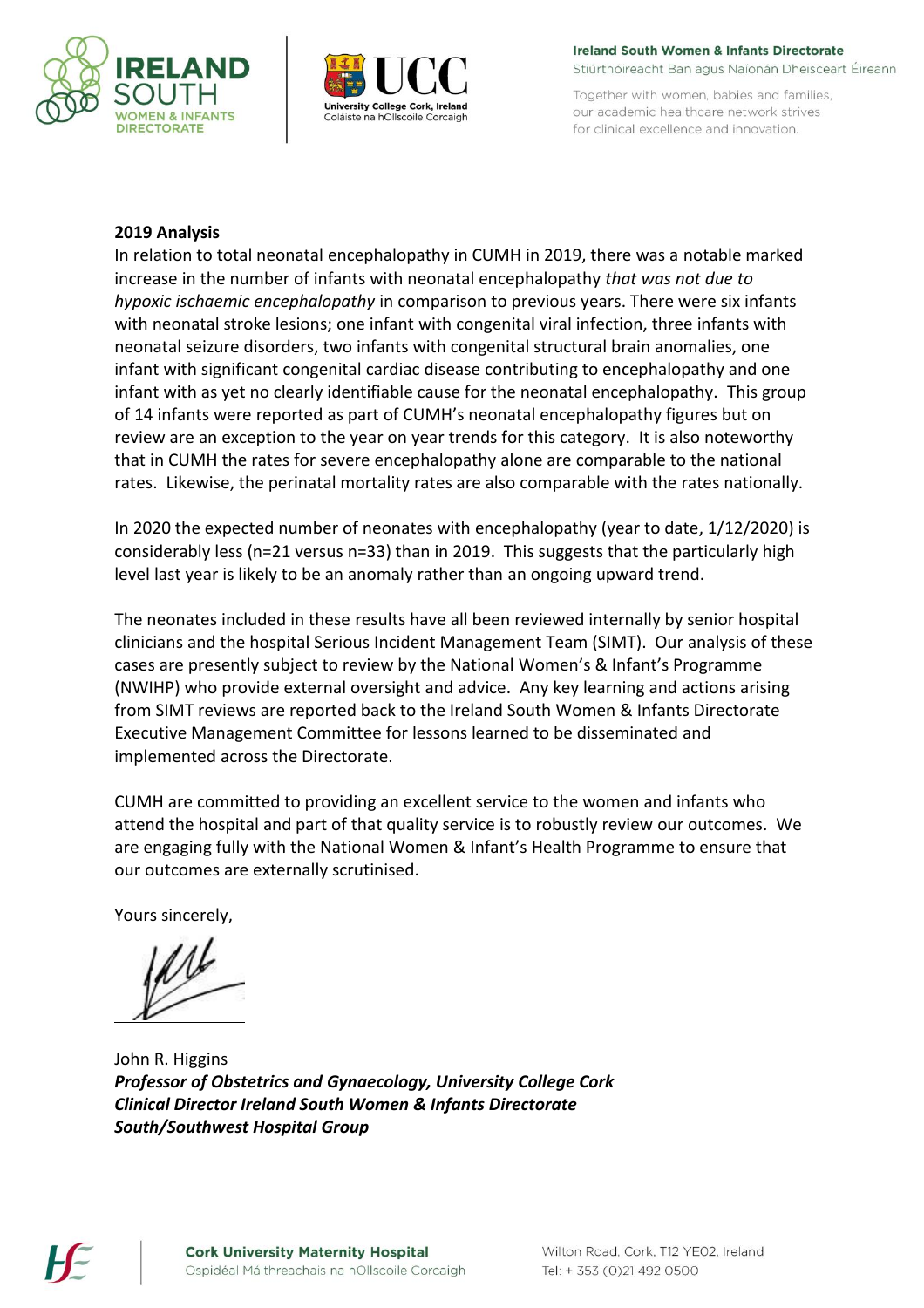**2019 Analysis**

In relation to total neonatal encephalopathy in CUMH in 2019, there was a notable marked increase in the number of infants with neonatal encephalopathy *that was not due to hypoxic ischaemic encephalopathy* in comparison to previous years. There were six infants with neonatal stroke lesions; one infant with congenital viral infection, three infants with neonatal seizure disorders, two infants with congenital structural brain anomalies, one infant with significant congenital cardiac disease contributing to encephalopathy and one infant with as yet no clearly identifiable cause for the neonatal encephalopathy. This group of 14 infants were reported as part of CUMH's neonatal encephalopathy figures but on review are an exception to the year on year trends for this category. It is also noteworthy that in CUMH the rates for severe encephalopathy alone are comparable to the national rates. Likewise, the perinatal mortality rates are also comparable with the rates nationally.

In 2020 the expected number of neonates with encephalopathy (year to date, 1/12/2020) is considerably less (n=21 versus n=33) than in 2019. This suggests that the particularly high level last year is likely to be an anomaly rather than an ongoing upward trend.

The neonates included in these results have all been reviewed internally by senior hospital clinicians and the hospital Serious Incident Management Team (SIMT). Our analysis of these cases are presently subject to review by the National Women's & Infant's Programme (NWIHP) who provide external oversight and advice. Any key learning and actions arising from SIMT reviews are reported back to the Ireland South Women & Infants Directorate Executive Management Committee for lessons learned to be disseminated and implemented across the Directorate.

CUMH are committed to providing an excellent service to the women and infants who attend the hospital and part of that quality service is to robustly review our outcomes. We are engaging fully with the National Women & Infant's Health Programme to ensure that our outcomes are externally scrutinised.

Yours sincerely,

John R. Higgins
***Professor of Obstetrics and Gynaecology, University College Cork***
***Clinical Director Ireland South Women & Infants Directorate***
***South/Southwest Hospital Group***